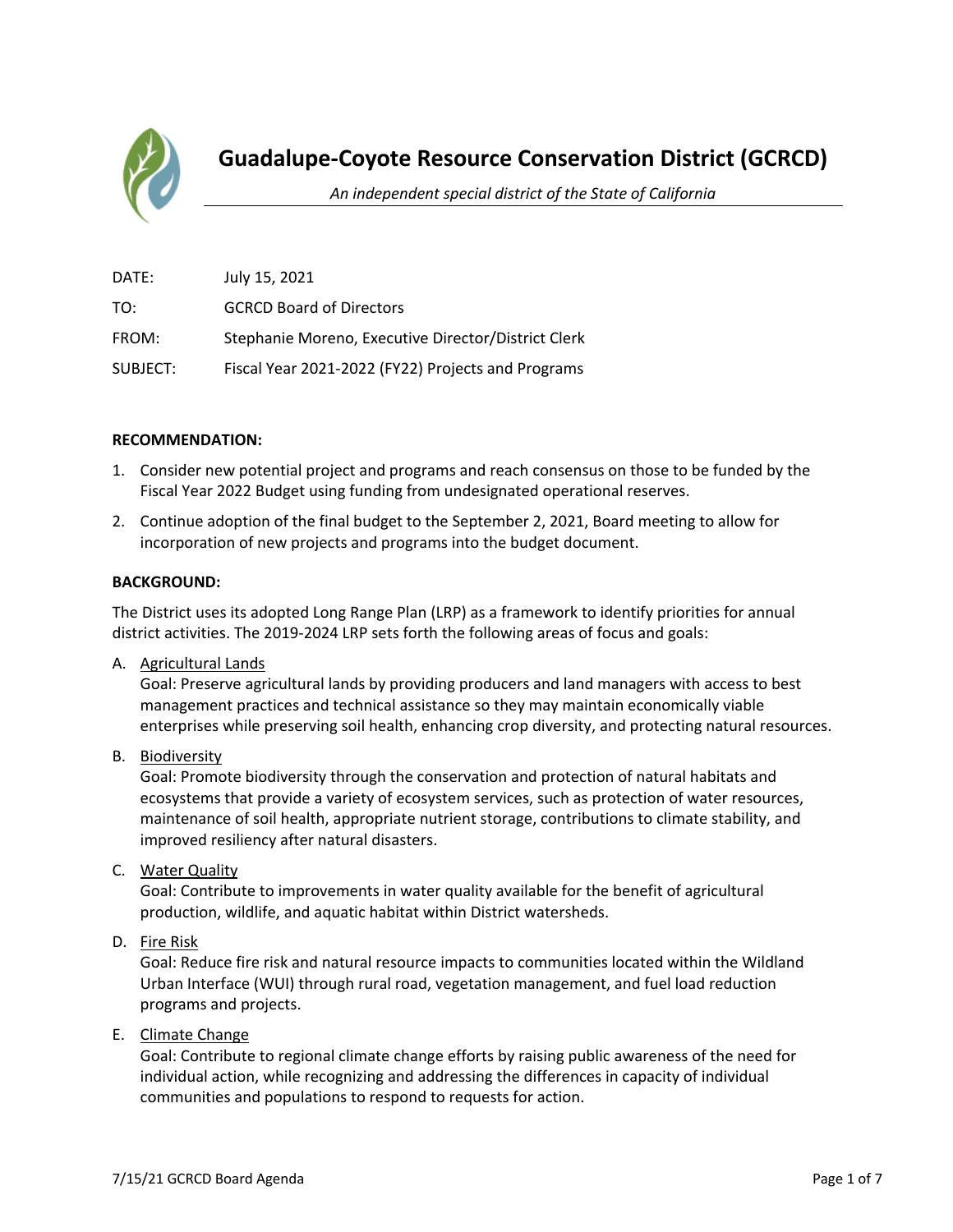# Guadalupe-Coyote Resource Conservation District (GCRCD)

*An independent special district of the State of California*

DATE: July 15, 2021

TO: GCRCD Board of Directors

FROM: Stephanie Moreno, Executive Director/District Clerk

SUBJECT: Fiscal Year 2021-2022 (FY22) Projects and Programs

**RECOMMENDATION:**

1. Consider new potential project and programs and reach consensus on those to be funded by the Fiscal Year 2022 Budget using funding from undesignated operational reserves.
2. Continue adoption of the final budget to the September 2, 2021, Board meeting to allow for incorporation of new projects and programs into the budget document.

**BACKGROUND:**

The District uses its adopted Long Range Plan (LRP) as a framework to identify priorities for annual district activities. The 2019-2024 LRP sets forth the following areas of focus and goals:

A. Agricultural Lands
   Goal: Preserve agricultural lands by providing producers and land managers with access to best management practices and technical assistance so they may maintain economically viable enterprises while preserving soil health, enhancing crop diversity, and protecting natural resources.

B. Biodiversity
   Goal: Promote biodiversity through the conservation and protection of natural habitats and ecosystems that provide a variety of ecosystem services, such as protection of water resources, maintenance of soil health, appropriate nutrient storage, contributions to climate stability, and improved resiliency after natural disasters.

C. Water Quality
   Goal: Contribute to improvements in water quality available for the benefit of agricultural production, wildlife, and aquatic habitat within District watersheds.

D. Fire Risk
   Goal: Reduce fire risk and natural resource impacts to communities located within the Wildland Urban Interface (WUI) through rural road, vegetation management, and fuel load reduction programs and projects.

E. Climate Change
   Goal: Contribute to regional climate change efforts by raising public awareness of the need for individual action, while recognizing and addressing the differences in capacity of individual communities and populations to respond to requests for action.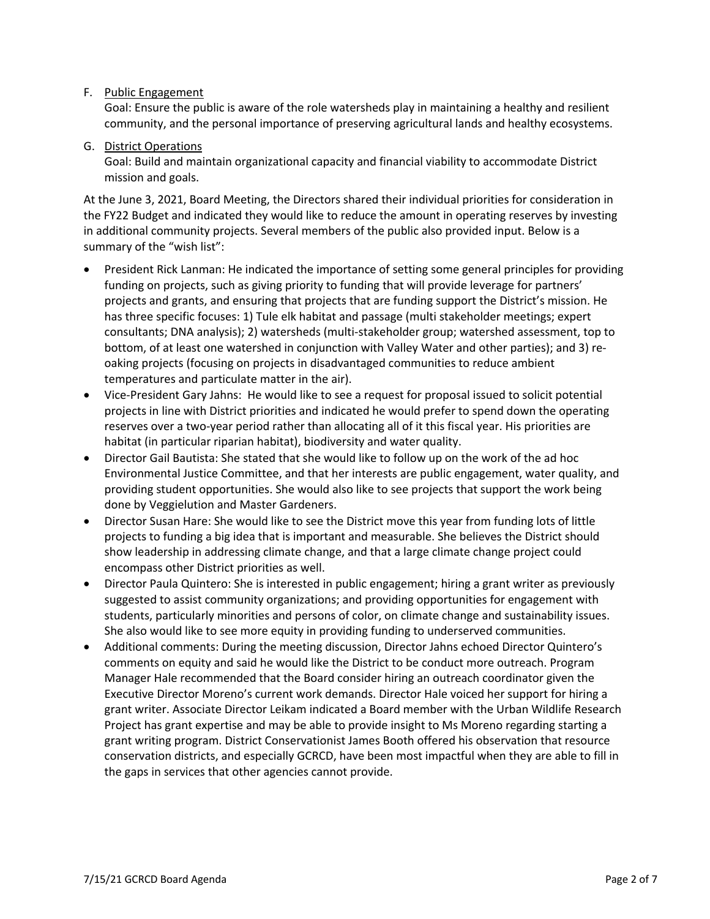F. Public Engagement

Goal: Ensure the public is aware of the role watersheds play in maintaining a healthy and resilient community, and the personal importance of preserving agricultural lands and healthy ecosystems.

G. District Operations

Goal: Build and maintain organizational capacity and financial viability to accommodate District mission and goals.

At the June 3, 2021, Board Meeting, the Directors shared their individual priorities for consideration in the FY22 Budget and indicated they would like to reduce the amount in operating reserves by investing in additional community projects. Several members of the public also provided input. Below is a summary of the "wish list":

- President Rick Lanman: He indicated the importance of setting some general principles for providing funding on projects, such as giving priority to funding that will provide leverage for partners' projects and grants, and ensuring that projects that are funding support the District's mission. He has three specific focuses: 1) Tule elk habitat and passage (multi stakeholder meetings; expert consultants; DNA analysis); 2) watersheds (multi-stakeholder group; watershed assessment, top to bottom, of at least one watershed in conjunction with Valley Water and other parties); and 3) re-oaking projects (focusing on projects in disadvantaged communities to reduce ambient temperatures and particulate matter in the air).
- Vice-President Gary Jahns: He would like to see a request for proposal issued to solicit potential projects in line with District priorities and indicated he would prefer to spend down the operating reserves over a two-year period rather than allocating all of it this fiscal year. His priorities are habitat (in particular riparian habitat), biodiversity and water quality.
- Director Gail Bautista: She stated that she would like to follow up on the work of the ad hoc Environmental Justice Committee, and that her interests are public engagement, water quality, and providing student opportunities. She would also like to see projects that support the work being done by Veggielution and Master Gardeners.
- Director Susan Hare: She would like to see the District move this year from funding lots of little projects to funding a big idea that is important and measurable. She believes the District should show leadership in addressing climate change, and that a large climate change project could encompass other District priorities as well.
- Director Paula Quintero: She is interested in public engagement; hiring a grant writer as previously suggested to assist community organizations; and providing opportunities for engagement with students, particularly minorities and persons of color, on climate change and sustainability issues. She also would like to see more equity in providing funding to underserved communities.
- Additional comments: During the meeting discussion, Director Jahns echoed Director Quintero's comments on equity and said he would like the District to be conduct more outreach. Program Manager Hale recommended that the Board consider hiring an outreach coordinator given the Executive Director Moreno's current work demands. Director Hale voiced her support for hiring a grant writer. Associate Director Leikam indicated a Board member with the Urban Wildlife Research Project has grant expertise and may be able to provide insight to Ms Moreno regarding starting a grant writing program. District Conservationist James Booth offered his observation that resource conservation districts, and especially GCRCD, have been most impactful when they are able to fill in the gaps in services that other agencies cannot provide.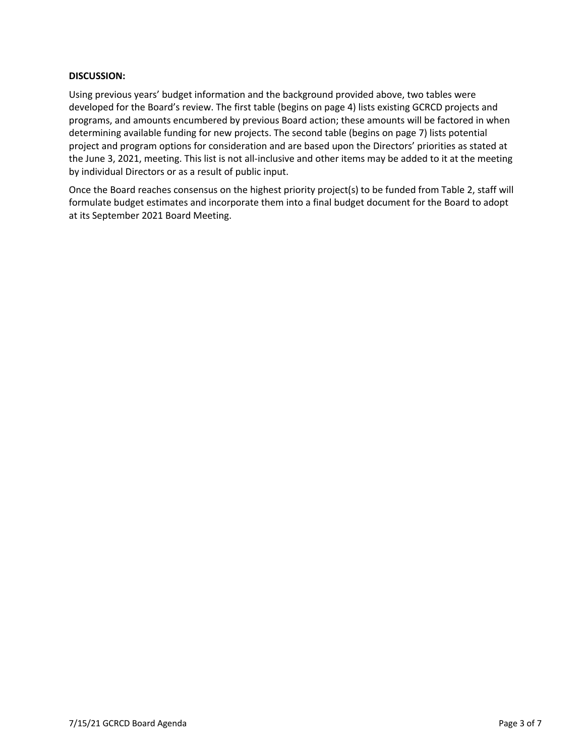**DISCUSSION:**

Using previous years' budget information and the background provided above, two tables were developed for the Board's review. The first table (begins on page 4) lists existing GCRCD projects and programs, and amounts encumbered by previous Board action; these amounts will be factored in when determining available funding for new projects. The second table (begins on page 7) lists potential project and program options for consideration and are based upon the Directors' priorities as stated at the June 3, 2021, meeting. This list is not all-inclusive and other items may be added to it at the meeting by individual Directors or as a result of public input.

Once the Board reaches consensus on the highest priority project(s) to be funded from Table 2, staff will formulate budget estimates and incorporate them into a final budget document for the Board to adopt at its September 2021 Board Meeting.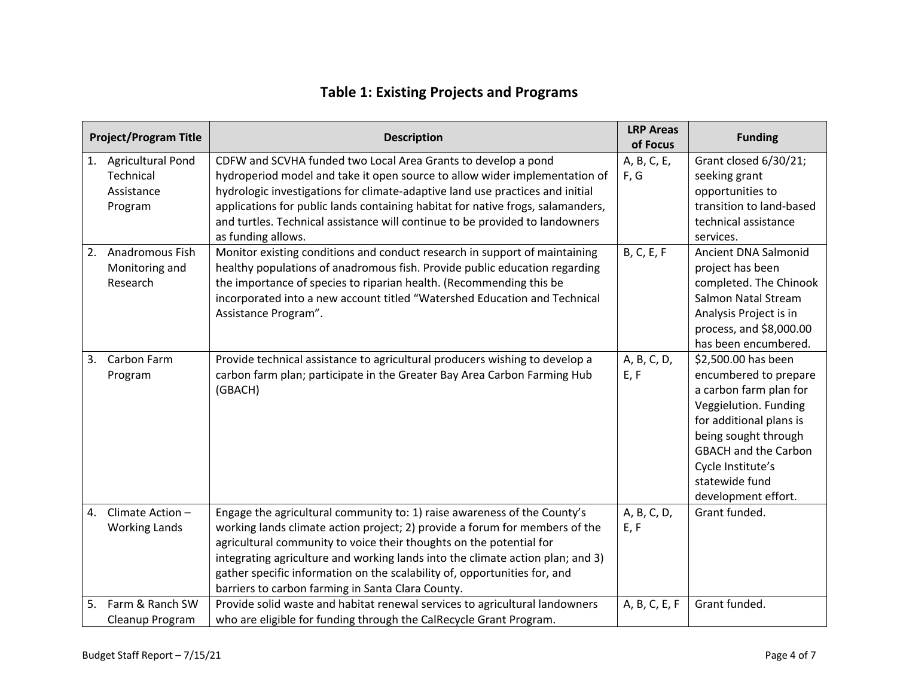## Table 1: Existing Projects and Programs

| Project/Program Title | Description | LRP Areas of Focus | Funding |
|---|---|---|---|
| 1. Agricultural Pond Technical Assistance Program | CDFW and SCVHA funded two Local Area Grants to develop a pond hydroperiod model and take it open source to allow wider implementation of hydrologic investigations for climate-adaptive land use practices and initial applications for public lands containing habitat for native frogs, salamanders, and turtles. Technical assistance will continue to be provided to landowners as funding allows. | A, B, C, E, F, G | Grant closed 6/30/21; seeking grant opportunities to transition to land-based technical assistance services. |
| 2. Anadromous Fish Monitoring and Research | Monitor existing conditions and conduct research in support of maintaining healthy populations of anadromous fish. Provide public education regarding the importance of species to riparian health. (Recommending this be incorporated into a new account titled "Watershed Education and Technical Assistance Program". | B, C, E, F | Ancient DNA Salmonid project has been completed. The Chinook Salmon Natal Stream Analysis Project is in process, and $8,000.00 has been encumbered. |
| 3. Carbon Farm Program | Provide technical assistance to agricultural producers wishing to develop a carbon farm plan; participate in the Greater Bay Area Carbon Farming Hub (GBACH) | A, B, C, D, E, F | $2,500.00 has been encumbered to prepare a carbon farm plan for Veggielution. Funding for additional plans is being sought through GBACH and the Carbon Cycle Institute's statewide fund development effort. |
| 4. Climate Action – Working Lands | Engage the agricultural community to: 1) raise awareness of the County's working lands climate action project; 2) provide a forum for members of the agricultural community to voice their thoughts on the potential for integrating agriculture and working lands into the climate action plan; and 3) gather specific information on the scalability of, opportunities for, and barriers to carbon farming in Santa Clara County. | A, B, C, D, E, F | Grant funded. |
| 5. Farm & Ranch SW Cleanup Program | Provide solid waste and habitat renewal services to agricultural landowners who are eligible for funding through the CalRecycle Grant Program. | A, B, C, E, F | Grant funded. |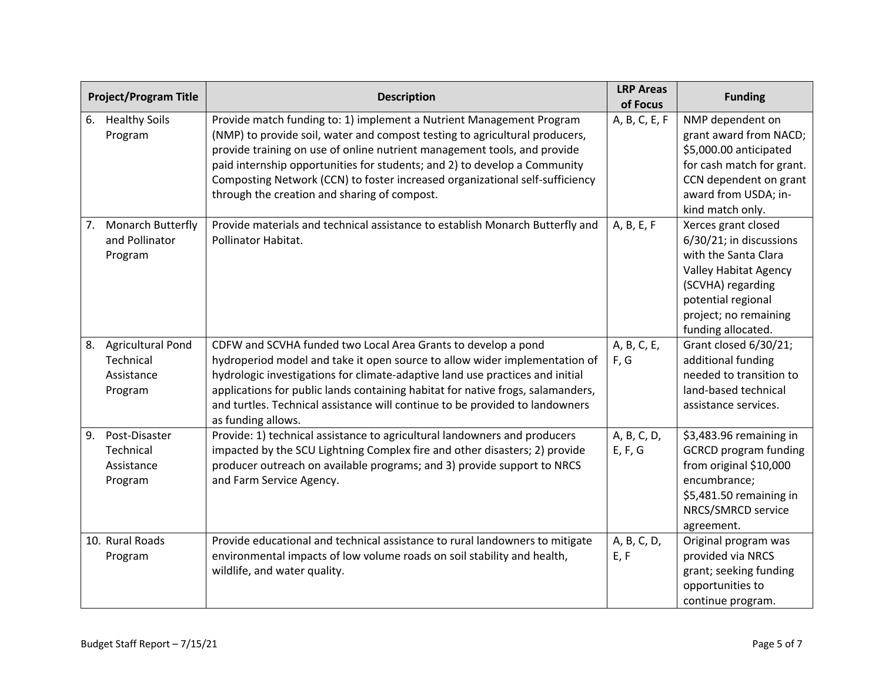| Project/Program Title | Description | LRP Areas of Focus | Funding |
|---|---|---|---|
| 6. Healthy Soils Program | Provide match funding to: 1) implement a Nutrient Management Program (NMP) to provide soil, water and compost testing to agricultural producers, provide training on use of online nutrient management tools, and provide paid internship opportunities for students; and 2) to develop a Community Composting Network (CCN) to foster increased organizational self-sufficiency through the creation and sharing of compost. | A, B, C, E, F | NMP dependent on grant award from NACD; $5,000.00 anticipated for cash match for grant. CCN dependent on grant award from USDA; in-kind match only. |
| 7. Monarch Butterfly and Pollinator Program | Provide materials and technical assistance to establish Monarch Butterfly and Pollinator Habitat. | A, B, E, F | Xerces grant closed 6/30/21; in discussions with the Santa Clara Valley Habitat Agency (SCVHA) regarding potential regional project; no remaining funding allocated. |
| 8. Agricultural Pond Technical Assistance Program | CDFW and SCVHA funded two Local Area Grants to develop a pond hydroperiod model and take it open source to allow wider implementation of hydrologic investigations for climate-adaptive land use practices and initial applications for public lands containing habitat for native frogs, salamanders, and turtles. Technical assistance will continue to be provided to landowners as funding allows. | A, B, C, E, F, G | Grant closed 6/30/21; additional funding needed to transition to land-based technical assistance services. |
| 9. Post-Disaster Technical Assistance Program | Provide: 1) technical assistance to agricultural landowners and producers impacted by the SCU Lightning Complex fire and other disasters; 2) provide producer outreach on available programs; and 3) provide support to NRCS and Farm Service Agency. | A, B, C, D, E, F, G | $3,483.96 remaining in GCRCD program funding from original $10,000 encumbrance; $5,481.50 remaining in NRCS/SMRCD service agreement. |
| 10. Rural Roads Program | Provide educational and technical assistance to rural landowners to mitigate environmental impacts of low volume roads on soil stability and health, wildlife, and water quality. | A, B, C, D, E, F | Original program was provided via NRCS grant; seeking funding opportunities to continue program. |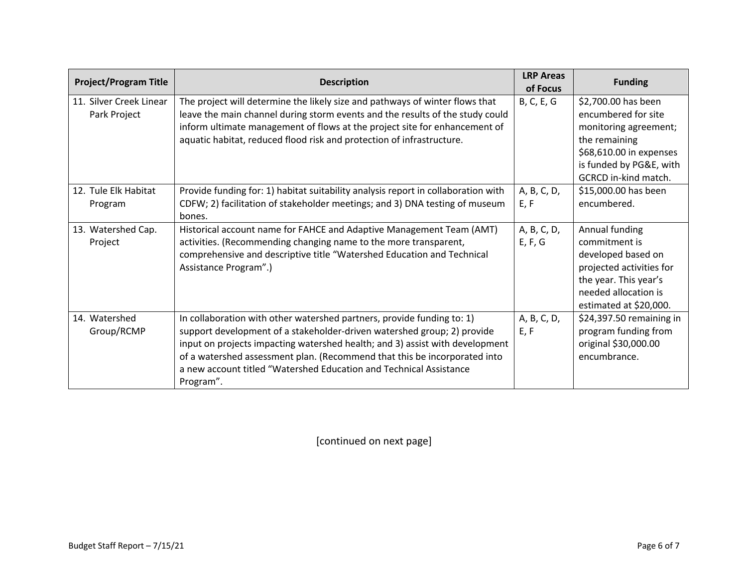| Project/Program Title | Description | LRP Areas of Focus | Funding |
|---|---|---|---|
| 11. Silver Creek Linear Park Project | The project will determine the likely size and pathways of winter flows that leave the main channel during storm events and the results of the study could inform ultimate management of flows at the project site for enhancement of aquatic habitat, reduced flood risk and protection of infrastructure. | B, C, E, G | $2,700.00 has been encumbered for site monitoring agreement; the remaining $68,610.00 in expenses is funded by PG&E, with GCRCD in-kind match. |
| 12. Tule Elk Habitat Program | Provide funding for: 1) habitat suitability analysis report in collaboration with CDFW; 2) facilitation of stakeholder meetings; and 3) DNA testing of museum bones. | A, B, C, D, E, F | $15,000.00 has been encumbered. |
| 13. Watershed Cap. Project | Historical account name for FAHCE and Adaptive Management Team (AMT) activities. (Recommending changing name to the more transparent, comprehensive and descriptive title "Watershed Education and Technical Assistance Program".) | A, B, C, D, E, F, G | Annual funding commitment is developed based on projected activities for the year. This year's needed allocation is estimated at $20,000. |
| 14. Watershed Group/RCMP | In collaboration with other watershed partners, provide funding to: 1) support development of a stakeholder-driven watershed group; 2) provide input on projects impacting watershed health; and 3) assist with development of a watershed assessment plan. (Recommend that this be incorporated into a new account titled "Watershed Education and Technical Assistance Program". | A, B, C, D, E, F | $24,397.50 remaining in program funding from original $30,000.00 encumbrance. |

[continued on next page]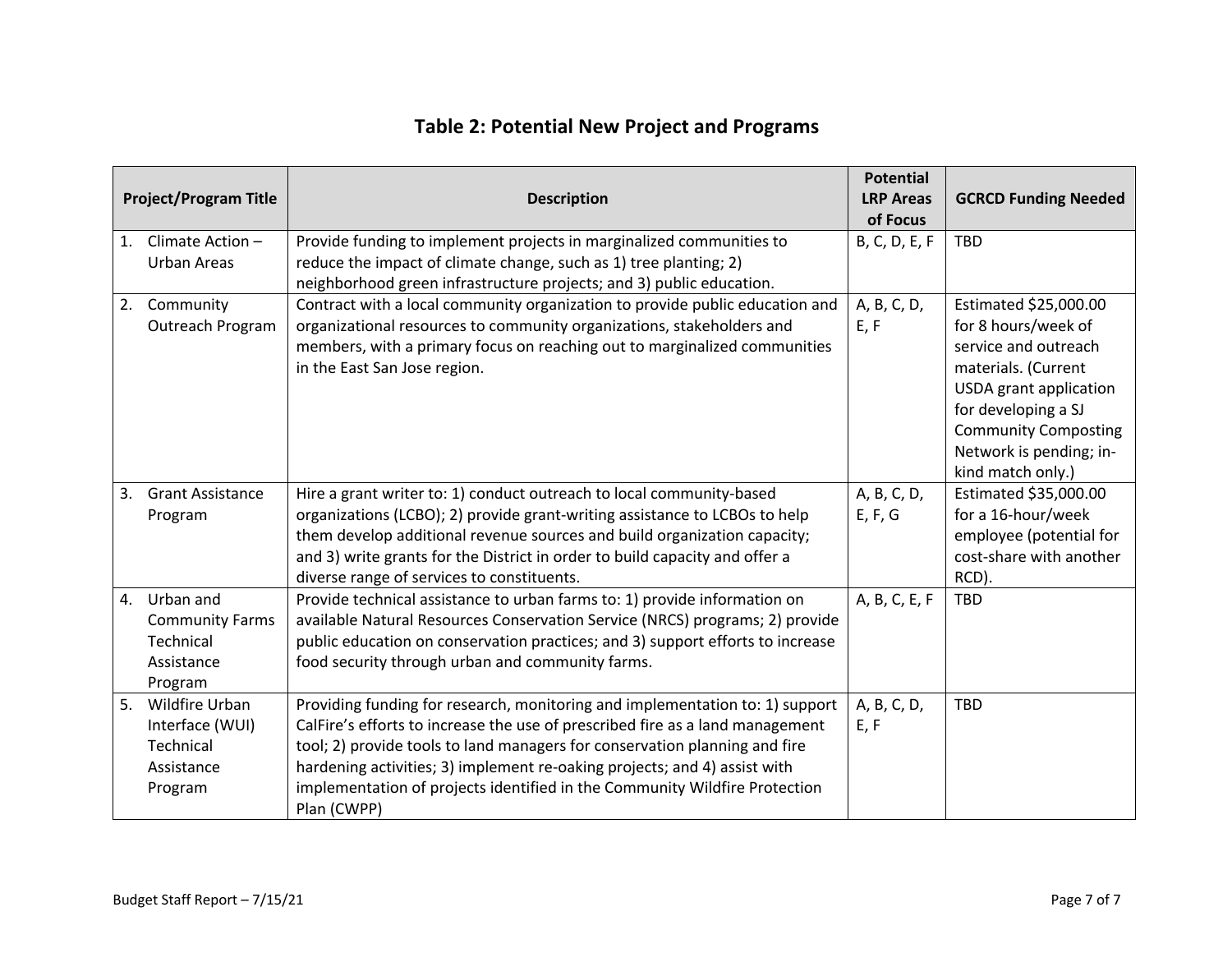## Table 2: Potential New Project and Programs

| Project/Program Title | Description | Potential LRP Areas of Focus | GCRCD Funding Needed |
|---|---|---|---|
| 1. Climate Action – Urban Areas | Provide funding to implement projects in marginalized communities to reduce the impact of climate change, such as 1) tree planting; 2) neighborhood green infrastructure projects; and 3) public education. | B, C, D, E, F | TBD |
| 2. Community Outreach Program | Contract with a local community organization to provide public education and organizational resources to community organizations, stakeholders and members, with a primary focus on reaching out to marginalized communities in the East San Jose region. | A, B, C, D, E, F | Estimated $25,000.00 for 8 hours/week of service and outreach materials. (Current USDA grant application for developing a SJ Community Composting Network is pending; in-kind match only.) |
| 3. Grant Assistance Program | Hire a grant writer to: 1) conduct outreach to local community-based organizations (LCBO); 2) provide grant-writing assistance to LCBOs to help them develop additional revenue sources and build organization capacity; and 3) write grants for the District in order to build capacity and offer a diverse range of services to constituents. | A, B, C, D, E, F, G | Estimated $35,000.00 for a 16-hour/week employee (potential for cost-share with another RCD). |
| 4. Urban and Community Farms Technical Assistance Program | Provide technical assistance to urban farms to: 1) provide information on available Natural Resources Conservation Service (NRCS) programs; 2) provide public education on conservation practices; and 3) support efforts to increase food security through urban and community farms. | A, B, C, E, F | TBD |
| 5. Wildfire Urban Interface (WUI) Technical Assistance Program | Providing funding for research, monitoring and implementation to: 1) support CalFire's efforts to increase the use of prescribed fire as a land management tool; 2) provide tools to land managers for conservation planning and fire hardening activities; 3) implement re-oaking projects; and 4) assist with implementation of projects identified in the Community Wildfire Protection Plan (CWPP) | A, B, C, D, E, F | TBD |